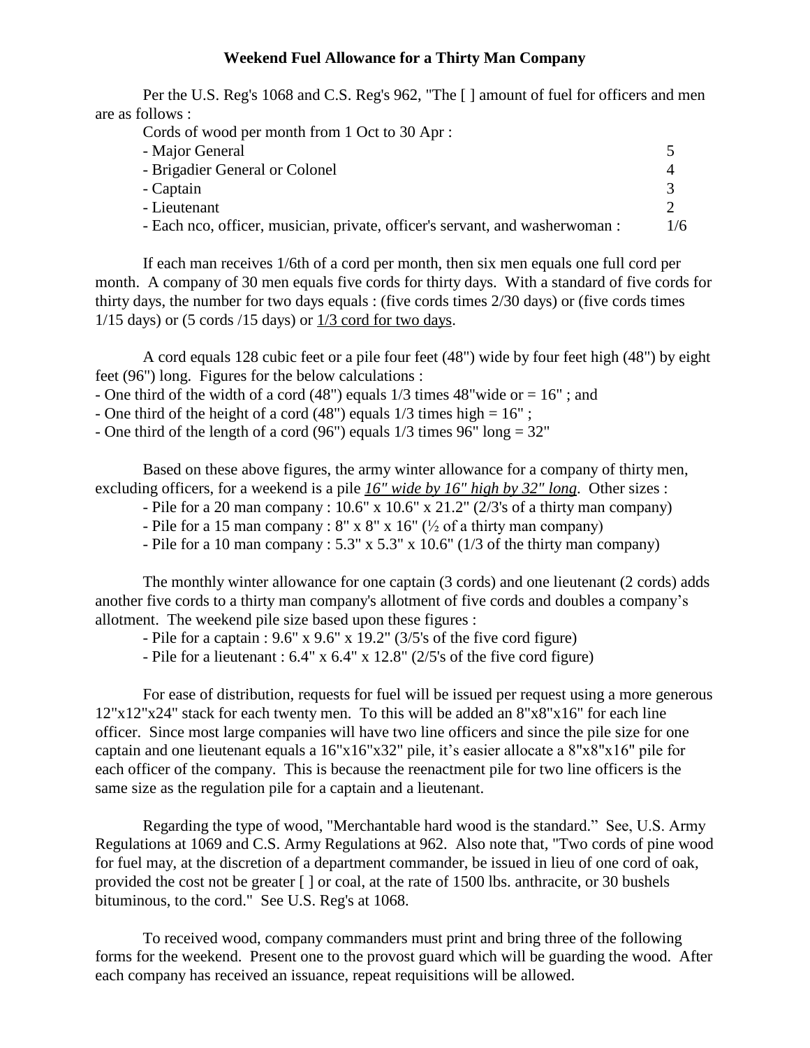**Weekend Fuel Allowance for a Thirty Man Company**

Per the U.S. Reg's 1068 and C.S. Reg's 962, "The [ ] amount of fuel for officers and men are as follows :

Cords of wood per month from 1 Oct to 30 Apr :

| | |
|---|---|
| - Major General | 5 |
| - Brigadier General or Colonel | 4 |
| - Captain | 3 |
| - Lieutenant | 2 |
| - Each nco, officer, musician, private, officer's servant, and washerwoman : | 1/6 |

If each man receives 1/6th of a cord per month, then six men equals one full cord per month. A company of 30 men equals five cords for thirty days. With a standard of five cords for thirty days, the number for two days equals : (five cords times 2/30 days) or (five cords times 1/15 days) or (5 cords /15 days) or <u>1/3 cord for two days</u>.

A cord equals 128 cubic feet or a pile four feet (48") wide by four feet high (48") by eight feet (96") long. Figures for the below calculations :

- One third of the width of a cord (48") equals 1/3 times 48"wide or = 16" ; and
- One third of the height of a cord (48") equals 1/3 times high = 16" ;
- One third of the length of a cord (96") equals 1/3 times 96" long = 32"

Based on these above figures, the army winter allowance for a company of thirty men, excluding officers, for a weekend is a pile ***<u>16" wide by 16" high by 32" long</u>***. Other sizes :

- Pile for a 20 man company : 10.6" x 10.6" x 21.2" (2/3's of a thirty man company)
- Pile for a 15 man company : 8" x 8" x 16" (½ of a thirty man company)
- Pile for a 10 man company : 5.3" x 5.3" x 10.6" (1/3 of the thirty man company)

The monthly winter allowance for one captain (3 cords) and one lieutenant (2 cords) adds another five cords to a thirty man company's allotment of five cords and doubles a company's allotment. The weekend pile size based upon these figures :

- Pile for a captain : 9.6" x 9.6" x 19.2" (3/5's of the five cord figure)
- Pile for a lieutenant : 6.4" x 6.4" x 12.8" (2/5's of the five cord figure)

For ease of distribution, requests for fuel will be issued per request using a more generous 12"x12"x24" stack for each twenty men. To this will be added an 8"x8"x16" for each line officer. Since most large companies will have two line officers and since the pile size for one captain and one lieutenant equals a 16"x16"x32" pile, it's easier allocate a 8"x8"x16" pile for each officer of the company. This is because the reenactment pile for two line officers is the same size as the regulation pile for a captain and a lieutenant.

Regarding the type of wood, "Merchantable hard wood is the standard." See, U.S. Army Regulations at 1069 and C.S. Army Regulations at 962. Also note that, "Two cords of pine wood for fuel may, at the discretion of a department commander, be issued in lieu of one cord of oak, provided the cost not be greater [ ] or coal, at the rate of 1500 lbs. anthracite, or 30 bushels bituminous, to the cord." See U.S. Reg's at 1068.

To received wood, company commanders must print and bring three of the following forms for the weekend. Present one to the provost guard which will be guarding the wood. After each company has received an issuance, repeat requisitions will be allowed.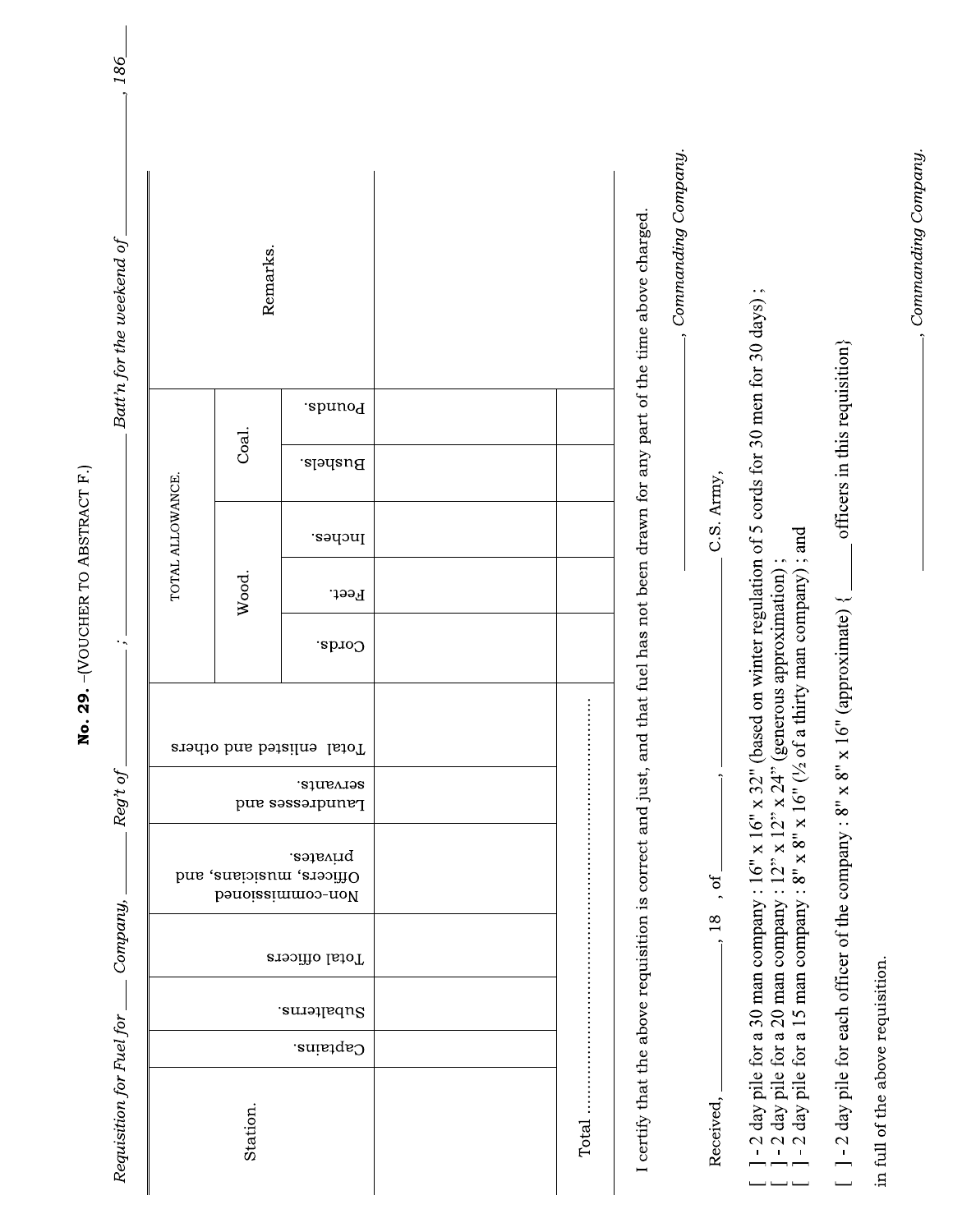**No. 29.** –(VOUCHER TO ABSTRACT F.)

*Requisition for Fuel for* \_\_\_\_ *Company,* \_\_\_\_ *Reg't of* \_\_\_\_\_\_\_\_ ; \_\_\_\_\_\_\_\_ *Batt'n for the weekend of* \_\_\_\_\_\_\_\_\_\_\_\_, *186* \_\_\_\_

| Station. | Captains. | Subalterns. | Total officers | Non-commissioned Officers, musicians, and privates. | Laundresses and servants. | Total enlisted and others | TOTAL ALLOWANCE. | | | | | Remarks. |
|---|---|---|---|---|---|---|---|---|---|---|---|---|
| | | | | | | | Wood. | | | Coal. | | |
| | | | | | | | Cords. | Feet. | Inches. | Bushels. | Pounds. | |
| | | | | | | | | | | | | |
| Total ............................................ | | | | | | | | | | | | |

I certify that the above requisition is correct and just, and that fuel has not been drawn for any part of the time above charged.

\_\_\_\_\_\_\_\_\_\_\_\_\_\_\_\_, *Commanding Company.*

Received, \_\_\_\_\_\_\_\_\_\_, 18 , of \_\_\_\_\_\_\_\_\_, \_\_\_\_\_\_\_\_\_\_\_\_\_\_\_\_ C.S. Army,

[ ] - 2 day pile for a 30 man company : 16" x 16" x 32" (based on winter regulation of 5 cords for 30 men for 30 days) ;
[ ] - 2 day pile for a 20 man company : 12" x 12" x 24" (generous approximation) ;
[ ] - 2 day pile for a 15 man company : 8" x 8" x 16" (½ of a thirty man company) ; and

[ ] - 2 day pile for each officer of the company : 8" x 8" x 16" (approximate) { \_\_\_\_ officers in this requisition}

in full of the above requisition.

\_\_\_\_\_\_\_\_\_\_\_\_\_\_\_\_, *Commanding Company.*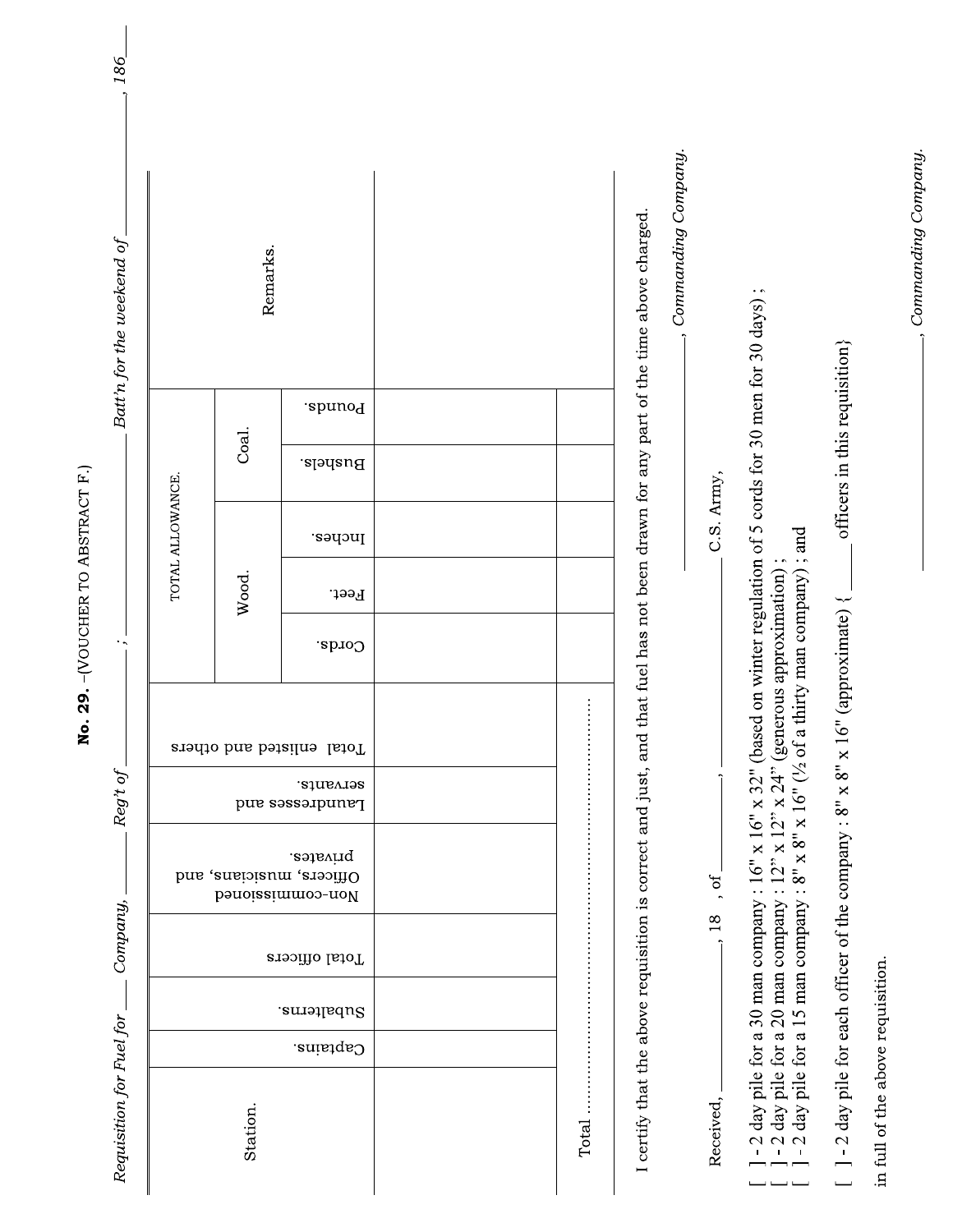**No. 29.** –(VOUCHER TO ABSTRACT F.)

*Requisition for Fuel for* \_\_\_\_ *Company,* \_\_\_\_ *Reg't of* \_\_\_\_\_\_ ; \_\_\_\_\_\_\_\_\_\_ *Batt'n for the weekend of* \_\_\_\_\_\_\_\_\_\_, *186* \_\_\_\_

| Station. | Captains. | Subalterns. | Total officers | Non-commissioned Officers, musicians, and privates. | Laundresses and servants. | Total enlisted and others | TOTAL ALLOWANCE. | | | | | Remarks. |
|---|---|---|---|---|---|---|---|---|---|---|---|---|
| | | | | | | | Wood. | | | Coal. | | |
| | | | | | | | Cords. | Feet. | Inches. | Bushels. | Pounds. | |
| | | | | | | | | | | | | |
| Total .................................................. | | | | | | | | | | | | |

I certify that the above requisition is correct and just, and that fuel has not been drawn for any part of the time above charged.

\_\_\_\_\_\_\_\_\_\_\_\_\_\_\_\_\_\_\_\_, *Commanding Company.*

Received, \_\_\_\_\_\_\_\_\_, 18 , of \_\_\_\_\_\_\_\_, \_\_\_\_\_\_\_\_\_\_\_\_\_\_\_\_\_\_\_\_ C.S. Army,

[ ] - 2 day pile for a 30 man company : 16" x 16" x 32" (based on winter regulation of 5 cords for 30 men for 30 days) ;
[ ] - 2 day pile for a 20 man company : 12" x 12" x 24" (generous approximation) ;
[ ] - 2 day pile for a 15 man company : 8" x 8" x 16" (½ of a thirty man company) ; and

[ ] - 2 day pile for each officer of the company : 8" x 8" x 16" (approximate) { \_\_\_\_ officers in this requisition}

in full of the above requisition.

\_\_\_\_\_\_\_\_\_\_\_\_\_\_\_\_\_\_\_\_, *Commanding Company.*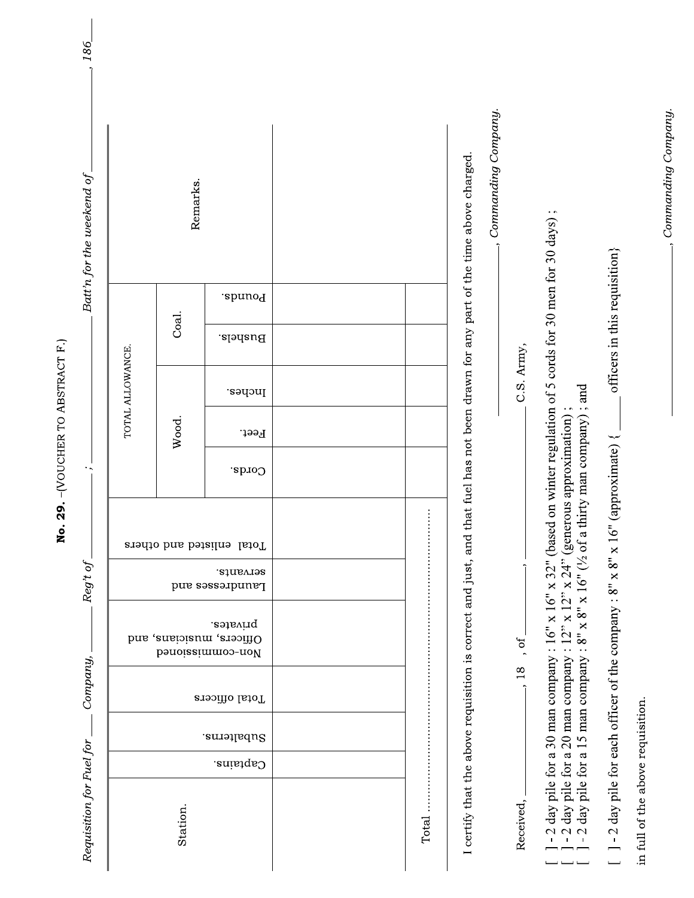**No. 29.** –(VOUCHER TO ABSTRACT F.)

*Requisition for Fuel for* \_\_\_\_ *Company,* \_\_\_\_ *Reg't of* \_\_\_\_\_\_\_\_ ; \_\_\_\_\_\_\_\_\_\_\_\_ *Batt'n for the weekend of* \_\_\_\_\_\_\_\_\_\_\_\_\_\_\_\_\_\_\_\_, *186*\_\_\_\_

| Station. | Captains. | Subalterns. | Total officers | Non-commissioned Officers, musicians, and privates. | Laundresses and servants. | Total enlisted and others | TOTAL ALLOWANCE. | | | | | Remarks. |
|---|---|---|---|---|---|---|---|---|---|---|---|---|
| | | | | | | | Wood. | | | Coal. | | |
| | | | | | | | Cords. | Feet. | Inches. | Bushels. | Pounds. | |
| | | | | | | | | | | | | |
| Total ............................................................ | | | | | | | | | | | | |

I certify that the above requisition is correct and just, and that fuel has not been drawn for any part of the time above charged.

\_\_\_\_\_\_\_\_\_\_\_\_\_\_\_\_\_\_\_\_\_\_\_, *Commanding Company.*

Received, \_\_\_\_\_\_\_\_\_\_, 18 , of \_\_\_\_\_\_\_\_, \_\_\_\_\_\_\_\_\_\_\_\_\_\_\_\_\_\_ C.S. Army,

[ ] - 2 day pile for a 30 man company : 16" x 16" x 32" (based on winter regulation of 5 cords for 30 men for 30 days) ;
[ ] - 2 day pile for a 20 man company : 12" x 12" x 24" (generous approximation) ;
[ ] - 2 day pile for a 15 man company : 8" x 8" x 16" (½ of a thirty man company) ; and

[ ] - 2 day pile for each officer of the company : 8" x 8" x 16" (approximate) { \_\_\_\_ officers in this requisition}

in full of the above requisition.

\_\_\_\_\_\_\_\_\_\_\_\_\_\_\_\_\_\_\_\_\_\_\_, *Commanding Company.*